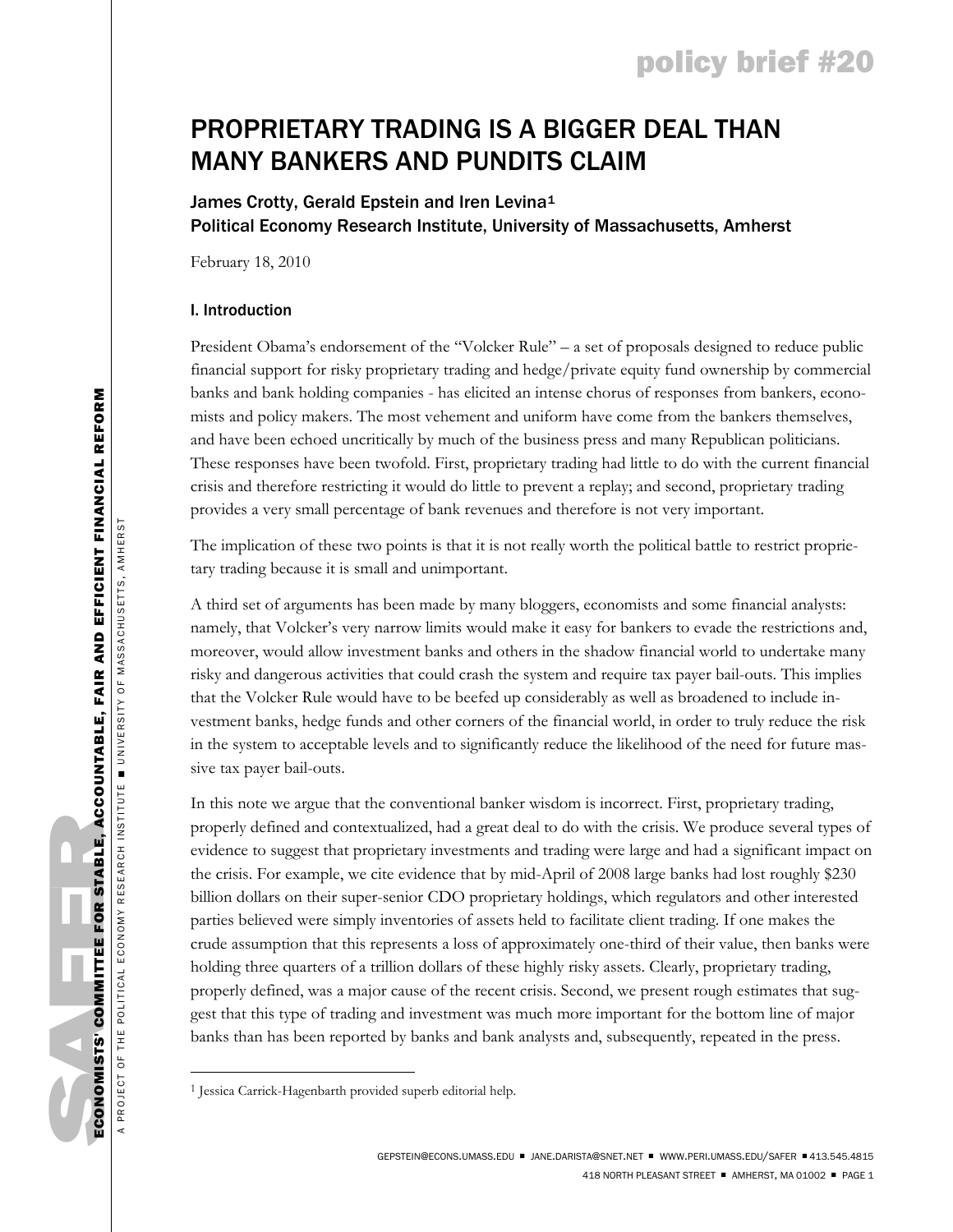policy brief #20

# PROPRIETARY TRADING IS A BIGGER DEAL THAN MANY BANKERS AND PUNDITS CLAIM

James Crotty, Gerald Epstein and Iren Levina[1]
Political Economy Research Institute, University of Massachusetts, Amherst

February 18, 2010

## I. Introduction

President Obama's endorsement of the "Volcker Rule" – a set of proposals designed to reduce public financial support for risky proprietary trading and hedge/private equity fund ownership by commercial banks and bank holding companies - has elicited an intense chorus of responses from bankers, economists and policy makers. The most vehement and uniform have come from the bankers themselves, and have been echoed uncritically by much of the business press and many Republican politicians. These responses have been twofold. First, proprietary trading had little to do with the current financial crisis and therefore restricting it would do little to prevent a replay; and second, proprietary trading provides a very small percentage of bank revenues and therefore is not very important.

The implication of these two points is that it is not really worth the political battle to restrict proprietary trading because it is small and unimportant.

A third set of arguments has been made by many bloggers, economists and some financial analysts: namely, that Volcker's very narrow limits would make it easy for bankers to evade the restrictions and, moreover, would allow investment banks and others in the shadow financial world to undertake many risky and dangerous activities that could crash the system and require tax payer bail-outs. This implies that the Volcker Rule would have to be beefed up considerably as well as broadened to include investment banks, hedge funds and other corners of the financial world, in order to truly reduce the risk in the system to acceptable levels and to significantly reduce the likelihood of the need for future massive tax payer bail-outs.

In this note we argue that the conventional banker wisdom is incorrect. First, proprietary trading, properly defined and contextualized, had a great deal to do with the crisis. We produce several types of evidence to suggest that proprietary investments and trading were large and had a significant impact on the crisis. For example, we cite evidence that by mid-April of 2008 large banks had lost roughly $230 billion dollars on their super-senior CDO proprietary holdings, which regulators and other interested parties believed were simply inventories of assets held to facilitate client trading. If one makes the crude assumption that this represents a loss of approximately one-third of their value, then banks were holding three quarters of a trillion dollars of these highly risky assets. Clearly, proprietary trading, properly defined, was a major cause of the recent crisis. Second, we present rough estimates that suggest that this type of trading and investment was much more important for the bottom line of major banks than has been reported by banks and bank analysts and, subsequently, repeated in the press.

---

[1] Jessica Carrick-Hagenbarth provided superb editorial help.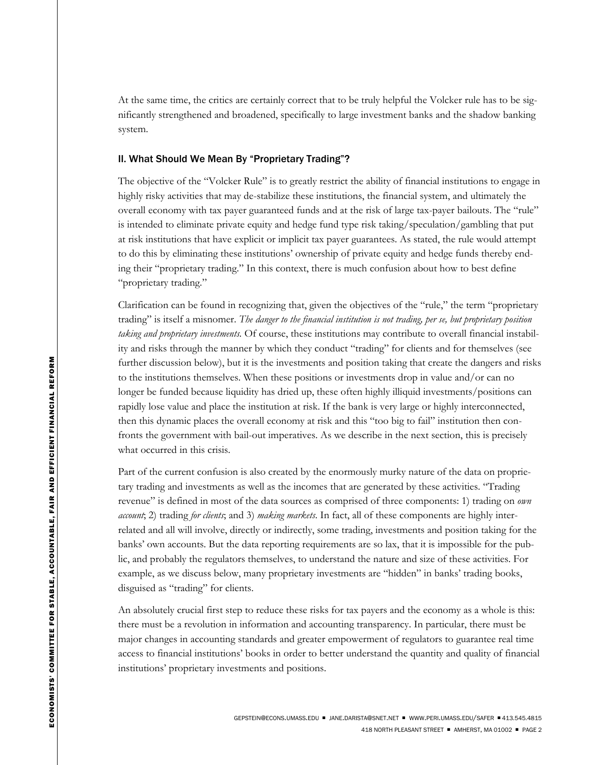At the same time, the critics are certainly correct that to be truly helpful the Volcker rule has to be significantly strengthened and broadened, specifically to large investment banks and the shadow banking system.

## II. What Should We Mean By "Proprietary Trading"?

The objective of the "Volcker Rule" is to greatly restrict the ability of financial institutions to engage in highly risky activities that may de-stabilize these institutions, the financial system, and ultimately the overall economy with tax payer guaranteed funds and at the risk of large tax-payer bailouts. The "rule" is intended to eliminate private equity and hedge fund type risk taking/speculation/gambling that put at risk institutions that have explicit or implicit tax payer guarantees. As stated, the rule would attempt to do this by eliminating these institutions' ownership of private equity and hedge funds thereby ending their "proprietary trading." In this context, there is much confusion about how to best define "proprietary trading."

Clarification can be found in recognizing that, given the objectives of the "rule," the term "proprietary trading" is itself a misnomer. *The danger to the financial institution is not trading, per se, but proprietary position taking and proprietary investments.* Of course, these institutions may contribute to overall financial instability and risks through the manner by which they conduct "trading" for clients and for themselves (see further discussion below), but it is the investments and position taking that create the dangers and risks to the institutions themselves. When these positions or investments drop in value and/or can no longer be funded because liquidity has dried up, these often highly illiquid investments/positions can rapidly lose value and place the institution at risk. If the bank is very large or highly interconnected, then this dynamic places the overall economy at risk and this "too big to fail" institution then confronts the government with bail-out imperatives. As we describe in the next section, this is precisely what occurred in this crisis.

Part of the current confusion is also created by the enormously murky nature of the data on proprietary trading and investments as well as the incomes that are generated by these activities. "Trading revenue" is defined in most of the data sources as comprised of three components: 1) trading on *own account*; 2) trading *for clients*; and 3) *making markets*. In fact, all of these components are highly interrelated and all will involve, directly or indirectly, some trading, investments and position taking for the banks' own accounts. But the data reporting requirements are so lax, that it is impossible for the public, and probably the regulators themselves, to understand the nature and size of these activities. For example, as we discuss below, many proprietary investments are "hidden" in banks' trading books, disguised as "trading" for clients.

An absolutely crucial first step to reduce these risks for tax payers and the economy as a whole is this: there must be a revolution in information and accounting transparency. In particular, there must be major changes in accounting standards and greater empowerment of regulators to guarantee real time access to financial institutions' books in order to better understand the quantity and quality of financial institutions' proprietary investments and positions.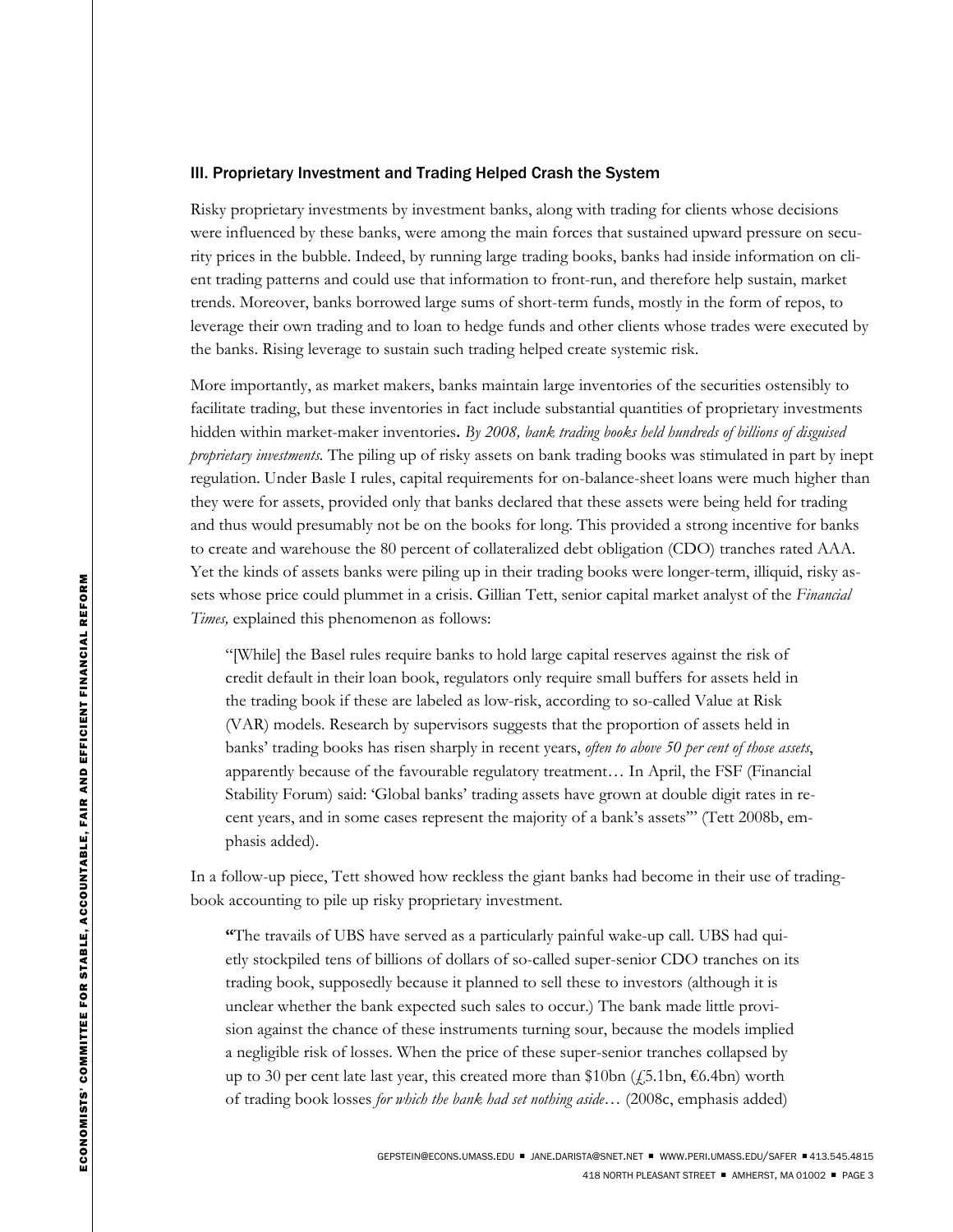### III. Proprietary Investment and Trading Helped Crash the System

Risky proprietary investments by investment banks, along with trading for clients whose decisions were influenced by these banks, were among the main forces that sustained upward pressure on security prices in the bubble. Indeed, by running large trading books, banks had inside information on client trading patterns and could use that information to front-run, and therefore help sustain, market trends. Moreover, banks borrowed large sums of short-term funds, mostly in the form of repos, to leverage their own trading and to loan to hedge funds and other clients whose trades were executed by the banks. Rising leverage to sustain such trading helped create systemic risk.

More importantly, as market makers, banks maintain large inventories of the securities ostensibly to facilitate trading, but these inventories in fact include substantial quantities of proprietary investments hidden within market-maker inventories**.** *By 2008, bank trading books held hundreds of billions of disguised proprietary investments.* The piling up of risky assets on bank trading books was stimulated in part by inept regulation. Under Basle I rules, capital requirements for on-balance-sheet loans were much higher than they were for assets, provided only that banks declared that these assets were being held for trading and thus would presumably not be on the books for long. This provided a strong incentive for banks to create and warehouse the 80 percent of collateralized debt obligation (CDO) tranches rated AAA. Yet the kinds of assets banks were piling up in their trading books were longer-term, illiquid, risky assets whose price could plummet in a crisis. Gillian Tett, senior capital market analyst of the *Financial Times,* explained this phenomenon as follows:

> "[While] the Basel rules require banks to hold large capital reserves against the risk of credit default in their loan book, regulators only require small buffers for assets held in the trading book if these are labeled as low-risk, according to so-called Value at Risk (VAR) models. Research by supervisors suggests that the proportion of assets held in banks' trading books has risen sharply in recent years, *often to above 50 per cent of those assets*, apparently because of the favourable regulatory treatment… In April, the FSF (Financial Stability Forum) said: 'Global banks' trading assets have grown at double digit rates in recent years, and in some cases represent the majority of a bank's assets'" (Tett 2008b, emphasis added).

In a follow-up piece, Tett showed how reckless the giant banks had become in their use of trading-book accounting to pile up risky proprietary investment.

> **"**The travails of UBS have served as a particularly painful wake-up call. UBS had quietly stockpiled tens of billions of dollars of so-called super-senior CDO tranches on its trading book, supposedly because it planned to sell these to investors (although it is unclear whether the bank expected such sales to occur.) The bank made little provision against the chance of these instruments turning sour, because the models implied a negligible risk of losses. When the price of these super-senior tranches collapsed by up to 30 per cent late last year, this created more than \$10bn (£5.1bn, €6.4bn) worth of trading book losses *for which the bank had set nothing aside*… (2008c, emphasis added)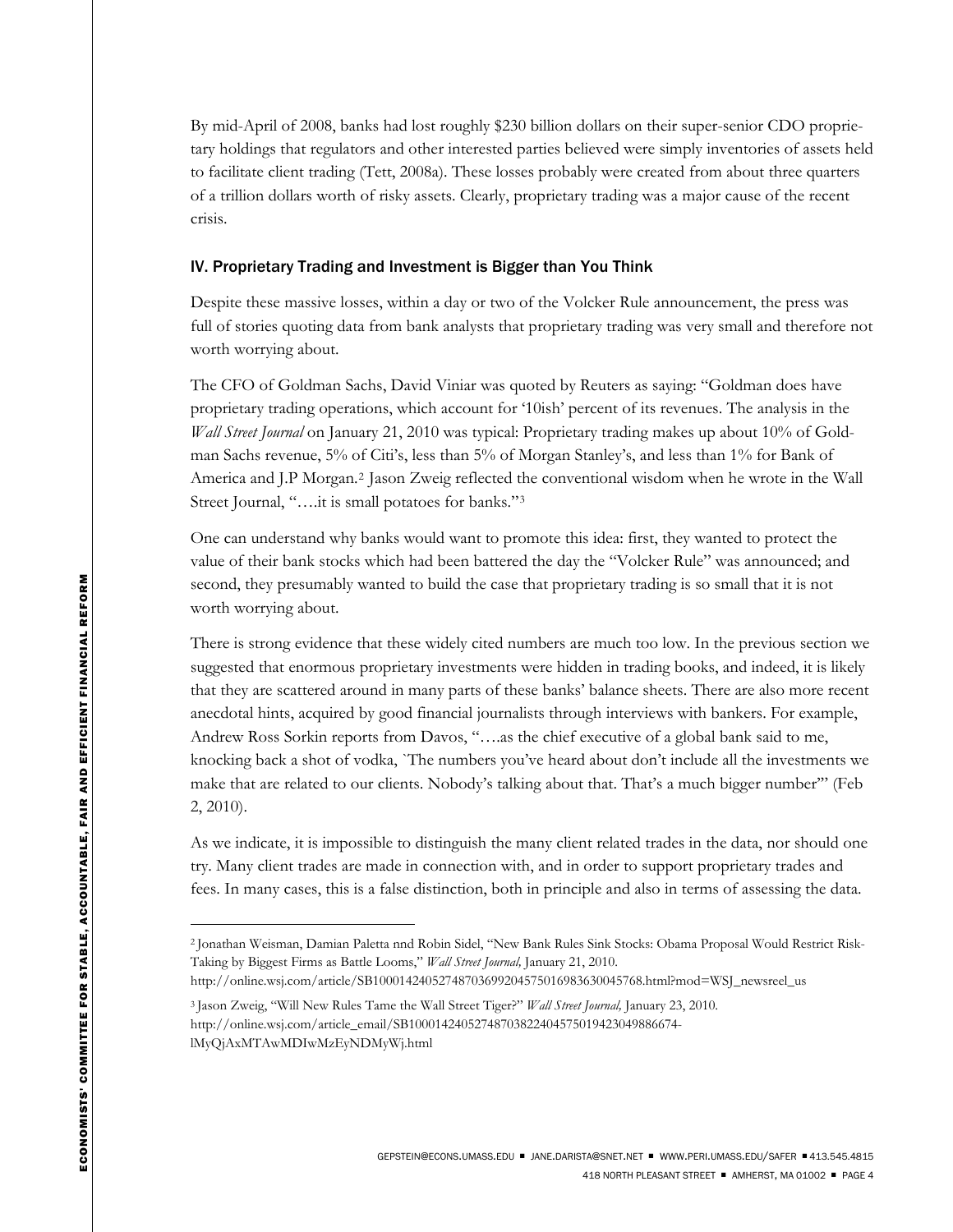By mid-April of 2008, banks had lost roughly $230 billion dollars on their super-senior CDO proprietary holdings that regulators and other interested parties believed were simply inventories of assets held to facilitate client trading (Tett, 2008a). These losses probably were created from about three quarters of a trillion dollars worth of risky assets. Clearly, proprietary trading was a major cause of the recent crisis.

## IV. Proprietary Trading and Investment is Bigger than You Think

Despite these massive losses, within a day or two of the Volcker Rule announcement, the press was full of stories quoting data from bank analysts that proprietary trading was very small and therefore not worth worrying about.

The CFO of Goldman Sachs, David Viniar was quoted by Reuters as saying: "Goldman does have proprietary trading operations, which account for '10ish' percent of its revenues. The analysis in the *Wall Street Journal* on January 21, 2010 was typical: Proprietary trading makes up about 10% of Goldman Sachs revenue, 5% of Citi's, less than 5% of Morgan Stanley's, and less than 1% for Bank of America and J.P Morgan.[2] Jason Zweig reflected the conventional wisdom when he wrote in the Wall Street Journal, "….it is small potatoes for banks."[3]

One can understand why banks would want to promote this idea: first, they wanted to protect the value of their bank stocks which had been battered the day the "Volcker Rule" was announced; and second, they presumably wanted to build the case that proprietary trading is so small that it is not worth worrying about.

There is strong evidence that these widely cited numbers are much too low. In the previous section we suggested that enormous proprietary investments were hidden in trading books, and indeed, it is likely that they are scattered around in many parts of these banks' balance sheets. There are also more recent anecdotal hints, acquired by good financial journalists through interviews with bankers. For example, Andrew Ross Sorkin reports from Davos, "….as the chief executive of a global bank said to me, knocking back a shot of vodka, `The numbers you've heard about don't include all the investments we make that are related to our clients. Nobody's talking about that. That's a much bigger number'" (Feb 2, 2010).

As we indicate, it is impossible to distinguish the many client related trades in the data, nor should one try. Many client trades are made in connection with, and in order to support proprietary trades and fees. In many cases, this is a false distinction, both in principle and also in terms of assessing the data.

---

[2] Jonathan Weisman, Damian Paletta nnd Robin Sidel, "New Bank Rules Sink Stocks: Obama Proposal Would Restrict Risk-Taking by Biggest Firms as Battle Looms," *Wall Street Journal,* January 21, 2010.
http://online.wsj.com/article/SB10001424052748703699204575016983630045768.html?mod=WSJ_newsreel_us

[3] Jason Zweig, "Will New Rules Tame the Wall Street Tiger?" *Wall Street Journal,* January 23, 2010.
http://online.wsj.com/article_email/SB10001424052748703822404575019423049886674-lMyQjAxMTAwMDIwMzEyNDMyWj.html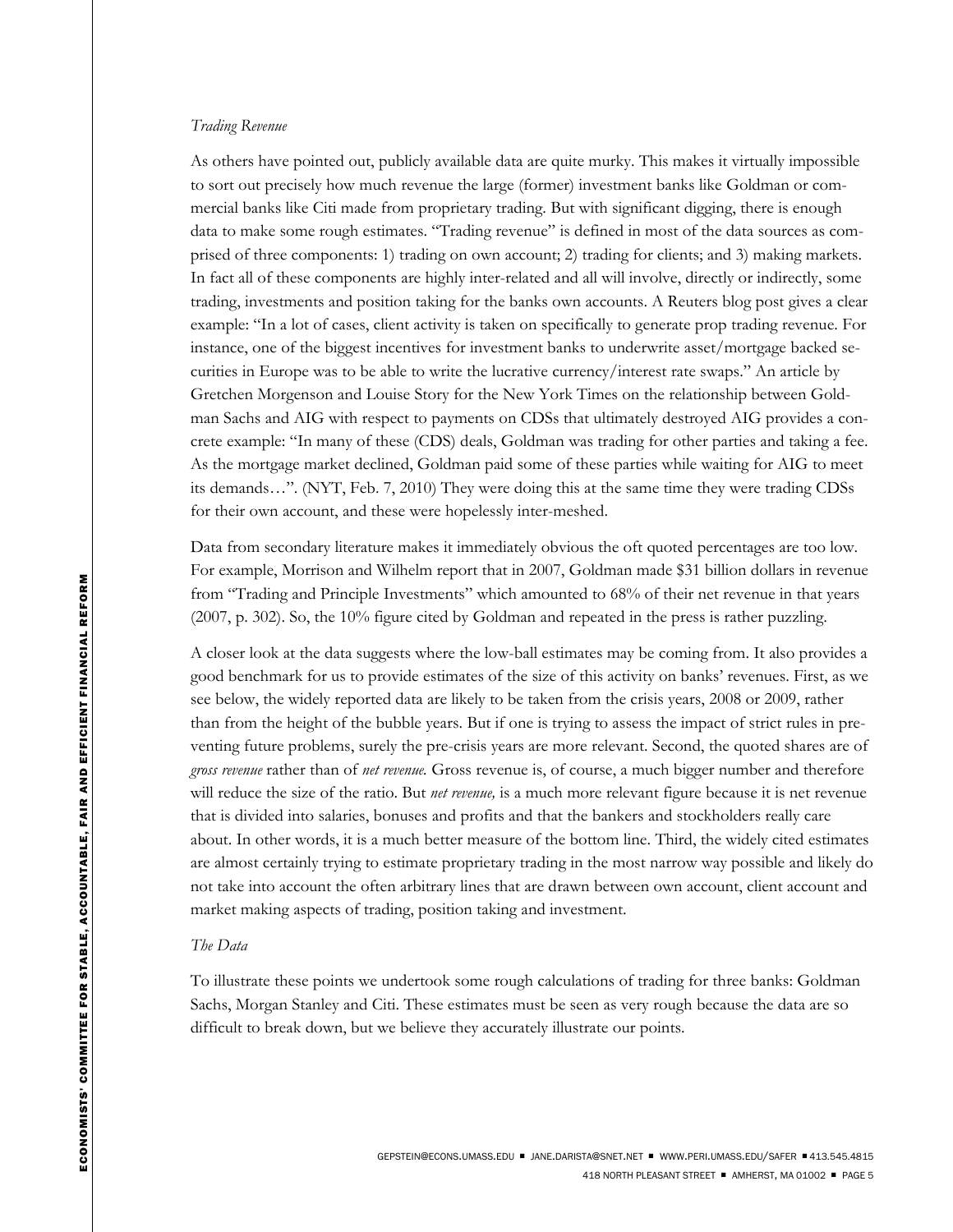*Trading Revenue*

As others have pointed out, publicly available data are quite murky. This makes it virtually impossible to sort out precisely how much revenue the large (former) investment banks like Goldman or commercial banks like Citi made from proprietary trading. But with significant digging, there is enough data to make some rough estimates. "Trading revenue" is defined in most of the data sources as comprised of three components: 1) trading on own account; 2) trading for clients; and 3) making markets. In fact all of these components are highly inter-related and all will involve, directly or indirectly, some trading, investments and position taking for the banks own accounts. A Reuters blog post gives a clear example: "In a lot of cases, client activity is taken on specifically to generate prop trading revenue. For instance, one of the biggest incentives for investment banks to underwrite asset/mortgage backed securities in Europe was to be able to write the lucrative currency/interest rate swaps." An article by Gretchen Morgenson and Louise Story for the New York Times on the relationship between Goldman Sachs and AIG with respect to payments on CDSs that ultimately destroyed AIG provides a concrete example: "In many of these (CDS) deals, Goldman was trading for other parties and taking a fee. As the mortgage market declined, Goldman paid some of these parties while waiting for AIG to meet its demands…". (NYT, Feb. 7, 2010) They were doing this at the same time they were trading CDSs for their own account, and these were hopelessly inter-meshed.

Data from secondary literature makes it immediately obvious the oft quoted percentages are too low. For example, Morrison and Wilhelm report that in 2007, Goldman made $31 billion dollars in revenue from "Trading and Principle Investments" which amounted to 68% of their net revenue in that years (2007, p. 302). So, the 10% figure cited by Goldman and repeated in the press is rather puzzling.

A closer look at the data suggests where the low-ball estimates may be coming from. It also provides a good benchmark for us to provide estimates of the size of this activity on banks' revenues. First, as we see below, the widely reported data are likely to be taken from the crisis years, 2008 or 2009, rather than from the height of the bubble years. But if one is trying to assess the impact of strict rules in preventing future problems, surely the pre-crisis years are more relevant. Second, the quoted shares are of *gross revenue* rather than of *net revenue.* Gross revenue is, of course, a much bigger number and therefore will reduce the size of the ratio. But *net revenue,* is a much more relevant figure because it is net revenue that is divided into salaries, bonuses and profits and that the bankers and stockholders really care about. In other words, it is a much better measure of the bottom line. Third, the widely cited estimates are almost certainly trying to estimate proprietary trading in the most narrow way possible and likely do not take into account the often arbitrary lines that are drawn between own account, client account and market making aspects of trading, position taking and investment.

*The Data*

To illustrate these points we undertook some rough calculations of trading for three banks: Goldman Sachs, Morgan Stanley and Citi. These estimates must be seen as very rough because the data are so difficult to break down, but we believe they accurately illustrate our points.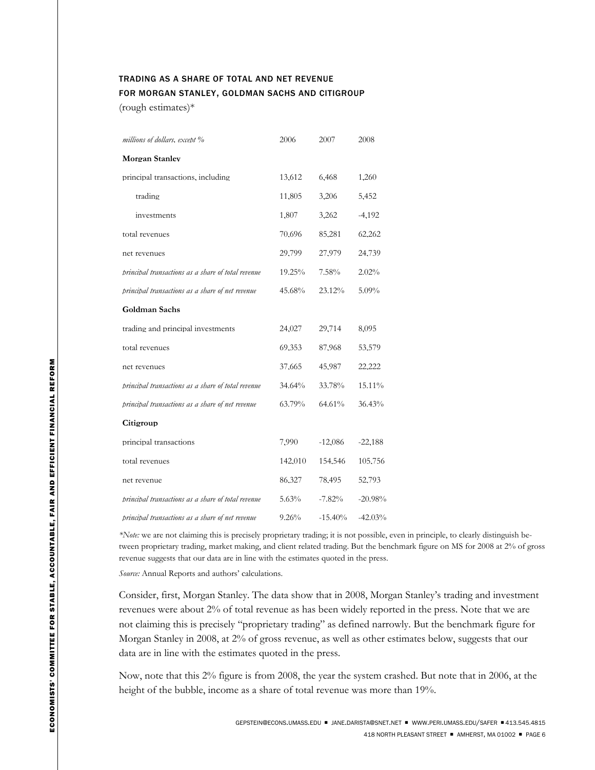### TRADING AS A SHARE OF TOTAL AND NET REVENUE FOR MORGAN STANLEY, GOLDMAN SACHS AND CITIGROUP

(rough estimates)*

| *millions of dollars, except %* | 2006 | 2007 | 2008 |
|---|---|---|---|
| **Morgan Stanley** | | | |
| principal transactions, including | 13,612 | 6,468 | 1,260 |
| trading | 11,805 | 3,206 | 5,452 |
| investments | 1,807 | 3,262 | -4,192 |
| total revenues | 70,696 | 85,281 | 62,262 |
| net revenues | 29,799 | 27,979 | 24,739 |
| *principal transactions as a share of total revenue* | 19.25% | 7.58% | 2.02% |
| *principal transactions as a share of net revenue* | 45.68% | 23.12% | 5.09% |
| **Goldman Sachs** | | | |
| trading and principal investments | 24,027 | 29,714 | 8,095 |
| total revenues | 69,353 | 87,968 | 53,579 |
| net revenues | 37,665 | 45,987 | 22,222 |
| *principal transactions as a share of total revenue* | 34.64% | 33.78% | 15.11% |
| *principal transactions as a share of net revenue* | 63.79% | 64.61% | 36.43% |
| **Citigroup** | | | |
| principal transactions | 7,990 | -12,086 | -22,188 |
| total revenues | 142,010 | 154,546 | 105,756 |
| net revenue | 86,327 | 78,495 | 52,793 |
| *principal transactions as a share of total revenue* | 5.63% | -7.82% | -20.98% |
| *principal transactions as a share of net revenue* | 9.26% | -15.40% | -42.03% |

**Note:* we are not claiming this is precisely proprietary trading; it is not possible, even in principle, to clearly distinguish between proprietary trading, market making, and client related trading. But the benchmark figure on MS for 2008 at 2% of gross revenue suggests that our data are in line with the estimates quoted in the press.

*Source:* Annual Reports and authors' calculations.

Consider, first, Morgan Stanley. The data show that in 2008, Morgan Stanley's trading and investment revenues were about 2% of total revenue as has been widely reported in the press. Note that we are not claiming this is precisely "proprietary trading" as defined narrowly. But the benchmark figure for Morgan Stanley in 2008, at 2% of gross revenue, as well as other estimates below, suggests that our data are in line with the estimates quoted in the press.

Now, note that this 2% figure is from 2008, the year the system crashed. But note that in 2006, at the height of the bubble, income as a share of total revenue was more than 19%.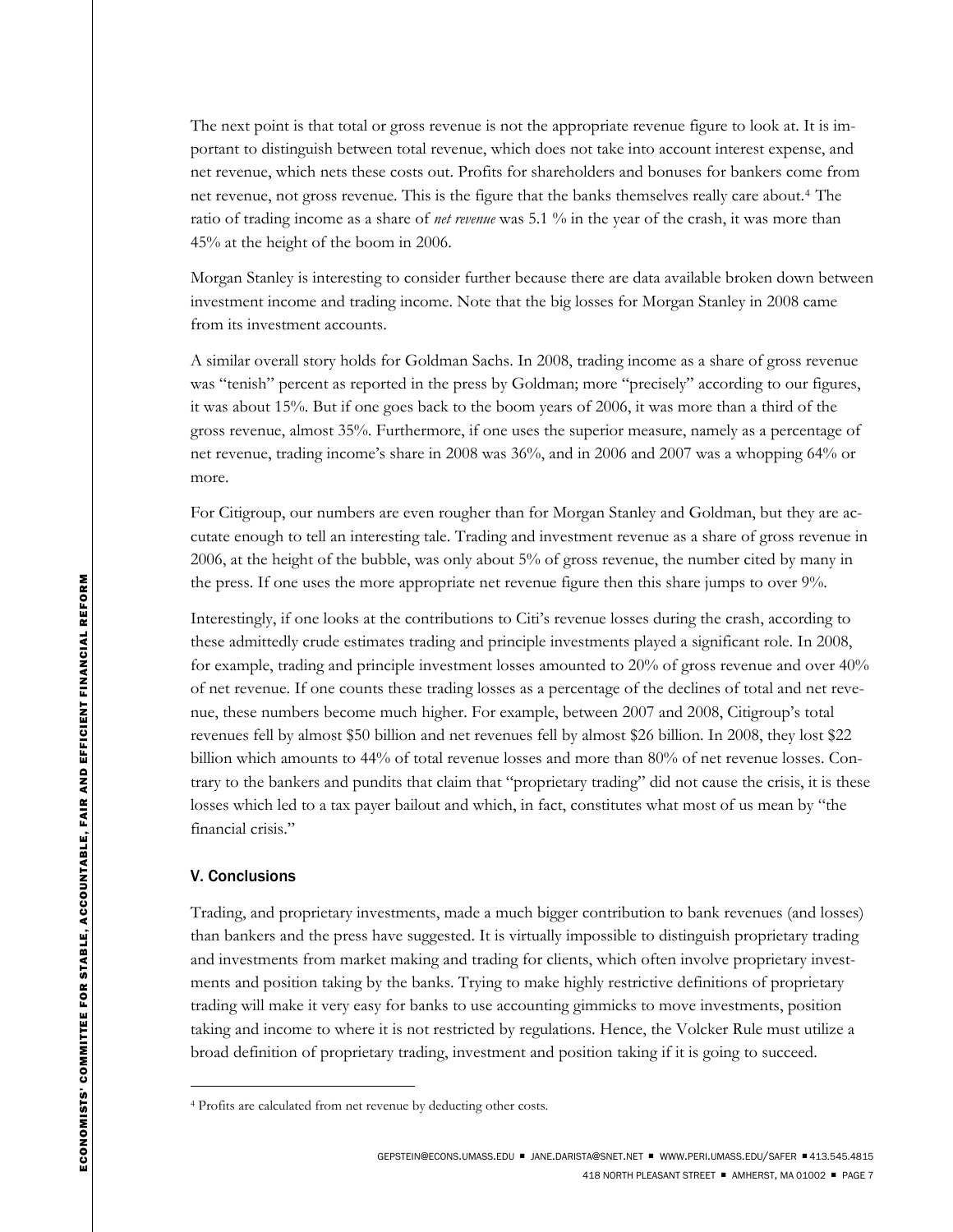The next point is that total or gross revenue is not the appropriate revenue figure to look at. It is important to distinguish between total revenue, which does not take into account interest expense, and net revenue, which nets these costs out. Profits for shareholders and bonuses for bankers come from net revenue, not gross revenue. This is the figure that the banks themselves really care about.[4] The ratio of trading income as a share of *net revenue* was 5.1 % in the year of the crash, it was more than 45% at the height of the boom in 2006.

Morgan Stanley is interesting to consider further because there are data available broken down between investment income and trading income. Note that the big losses for Morgan Stanley in 2008 came from its investment accounts.

A similar overall story holds for Goldman Sachs. In 2008, trading income as a share of gross revenue was "tenish" percent as reported in the press by Goldman; more "precisely" according to our figures, it was about 15%. But if one goes back to the boom years of 2006, it was more than a third of the gross revenue, almost 35%. Furthermore, if one uses the superior measure, namely as a percentage of net revenue, trading income's share in 2008 was 36%, and in 2006 and 2007 was a whopping 64% or more.

For Citigroup, our numbers are even rougher than for Morgan Stanley and Goldman, but they are accutate enough to tell an interesting tale. Trading and investment revenue as a share of gross revenue in 2006, at the height of the bubble, was only about 5% of gross revenue, the number cited by many in the press. If one uses the more appropriate net revenue figure then this share jumps to over 9%.

Interestingly, if one looks at the contributions to Citi's revenue losses during the crash, according to these admittedly crude estimates trading and principle investments played a significant role. In 2008, for example, trading and principle investment losses amounted to 20% of gross revenue and over 40% of net revenue. If one counts these trading losses as a percentage of the declines of total and net revenue, these numbers become much higher. For example, between 2007 and 2008, Citigroup's total revenues fell by almost $50 billion and net revenues fell by almost $26 billion. In 2008, they lost $22 billion which amounts to 44% of total revenue losses and more than 80% of net revenue losses. Contrary to the bankers and pundits that claim that "proprietary trading" did not cause the crisis, it is these losses which led to a tax payer bailout and which, in fact, constitutes what most of us mean by "the financial crisis."

## V. Conclusions

Trading, and proprietary investments, made a much bigger contribution to bank revenues (and losses) than bankers and the press have suggested. It is virtually impossible to distinguish proprietary trading and investments from market making and trading for clients, which often involve proprietary investments and position taking by the banks. Trying to make highly restrictive definitions of proprietary trading will make it very easy for banks to use accounting gimmicks to move investments, position taking and income to where it is not restricted by regulations. Hence, the Volcker Rule must utilize a broad definition of proprietary trading, investment and position taking if it is going to succeed.

---

[4] Profits are calculated from net revenue by deducting other costs.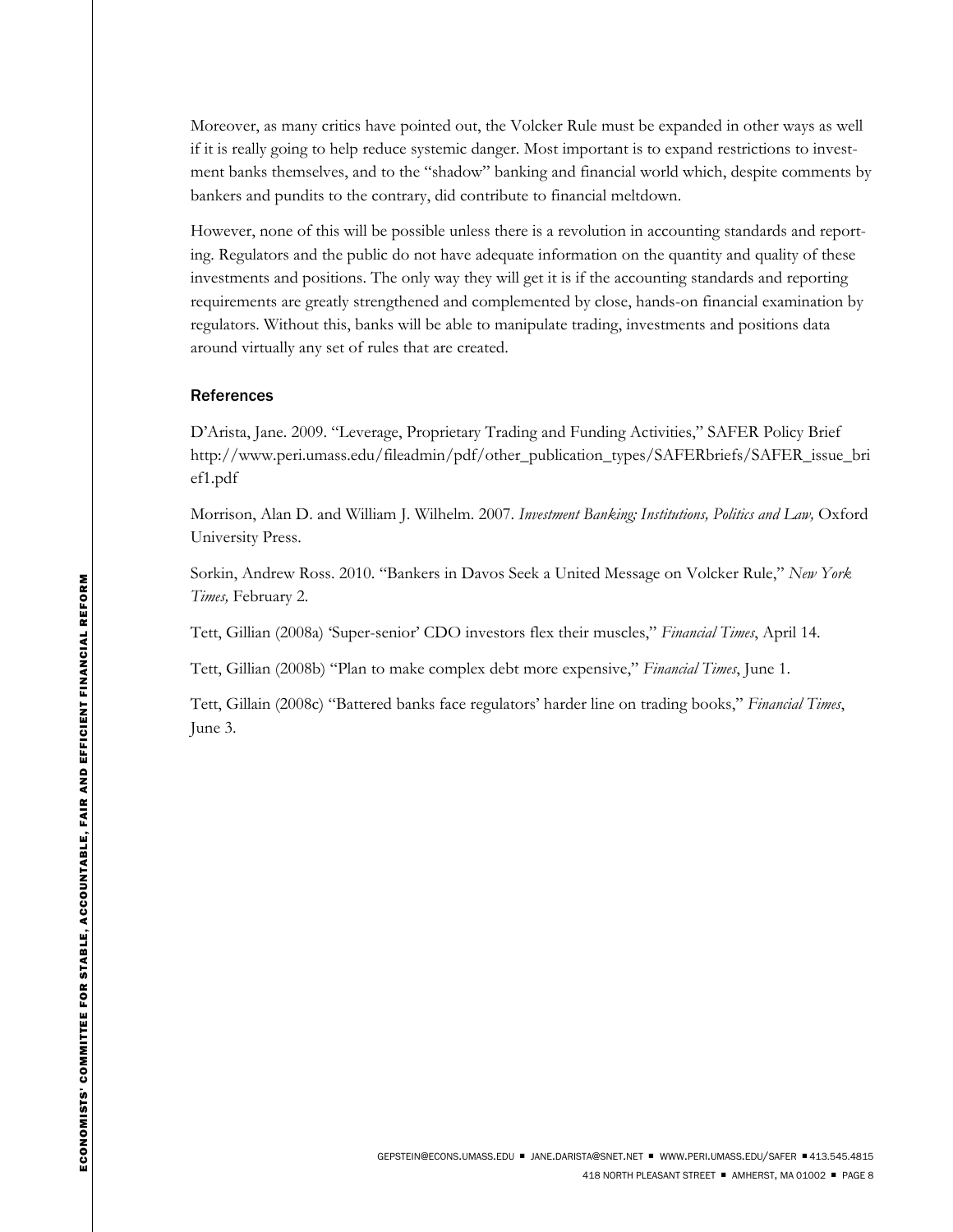Moreover, as many critics have pointed out, the Volcker Rule must be expanded in other ways as well if it is really going to help reduce systemic danger. Most important is to expand restrictions to investment banks themselves, and to the "shadow" banking and financial world which, despite comments by bankers and pundits to the contrary, did contribute to financial meltdown.

However, none of this will be possible unless there is a revolution in accounting standards and reporting. Regulators and the public do not have adequate information on the quantity and quality of these investments and positions. The only way they will get it is if the accounting standards and reporting requirements are greatly strengthened and complemented by close, hands-on financial examination by regulators. Without this, banks will be able to manipulate trading, investments and positions data around virtually any set of rules that are created.

### References

D'Arista, Jane. 2009. "Leverage, Proprietary Trading and Funding Activities," SAFER Policy Brief http://www.peri.umass.edu/fileadmin/pdf/other_publication_types/SAFERbriefs/SAFER_issue_brief1.pdf

Morrison, Alan D. and William J. Wilhelm. 2007. *Investment Banking; Institutions, Politics and Law,* Oxford University Press.

Sorkin, Andrew Ross. 2010. "Bankers in Davos Seek a United Message on Volcker Rule," *New York Times,* February 2.

Tett, Gillian (2008a) 'Super-senior' CDO investors flex their muscles," *Financial Times*, April 14.

Tett, Gillian (2008b) "Plan to make complex debt more expensive," *Financial Times*, June 1.

Tett, Gillain (2008c) "Battered banks face regulators' harder line on trading books," *Financial Times*, June 3.